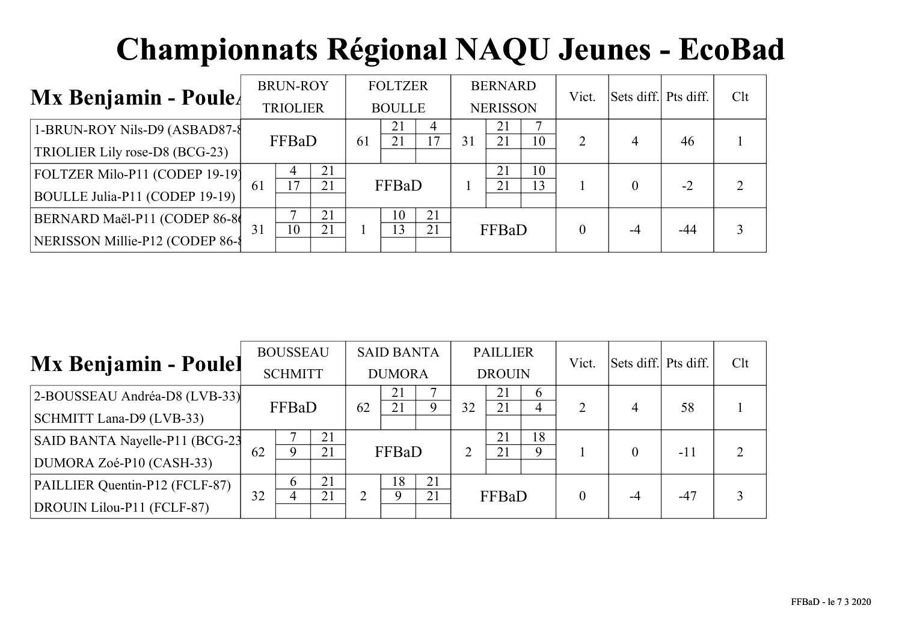# Championnats Régional NAQU Jeunes - EcoBad

## Mx Benjamin - PouleA

| | BRUN-ROY TRIOLIER | FOLTZER BOULLE | BERNARD NERISSON | Vict. | Sets diff. | Pts diff. | Clt |
|---|---|---|---|---|---|---|---|
| 1-BRUN-ROY Nils-D9 (ASBAD87-8 / TRIOLIER Lily rose-D8 (BCG-23) | FFBaD | 61 — 21-4 / 21-17 | 31 — 21-7 / 21-10 | 2 | 4 | 46 | 1 |
| FOLTZER Milo-P11 (CODEP 19-19) / BOULLE Julia-P11 (CODEP 19-19) | 61 — 4-21 / 17-21 | FFBaD | 1 — 21-10 / 21-13 | 1 | 0 | -2 | 2 |
| BERNARD Maël-P11 (CODEP 86-86 / NERISSON Millie-P12 (CODEP 86-8 | 31 — 7-21 / 10-21 | 1 — 10-21 / 13-21 | FFBaD | 0 | -4 | -44 | 3 |

## Mx Benjamin - PouleB

| | BOUSSEAU SCHMITT | SAID BANTA DUMORA | PAILLIER DROUIN | Vict. | Sets diff. | Pts diff. | Clt |
|---|---|---|---|---|---|---|---|
| 2-BOUSSEAU Andréa-D8 (LVB-33) / SCHMITT Lana-D9 (LVB-33) | FFBaD | 62 — 21-7 / 21-9 | 32 — 21-6 / 21-4 | 2 | 4 | 58 | 1 |
| SAID BANTA Nayelle-P11 (BCG-23 / DUMORA Zoé-P10 (CASH-33) | 62 — 7-21 / 9-21 | FFBaD | 2 — 21-18 / 21-9 | 1 | 0 | -11 | 2 |
| PAILLIER Quentin-P12 (FCLF-87) / DROUIN Lilou-P11 (FCLF-87) | 32 — 6-21 / 4-21 | 2 — 18-21 / 9-21 | FFBaD | 0 | -4 | -47 | 3 |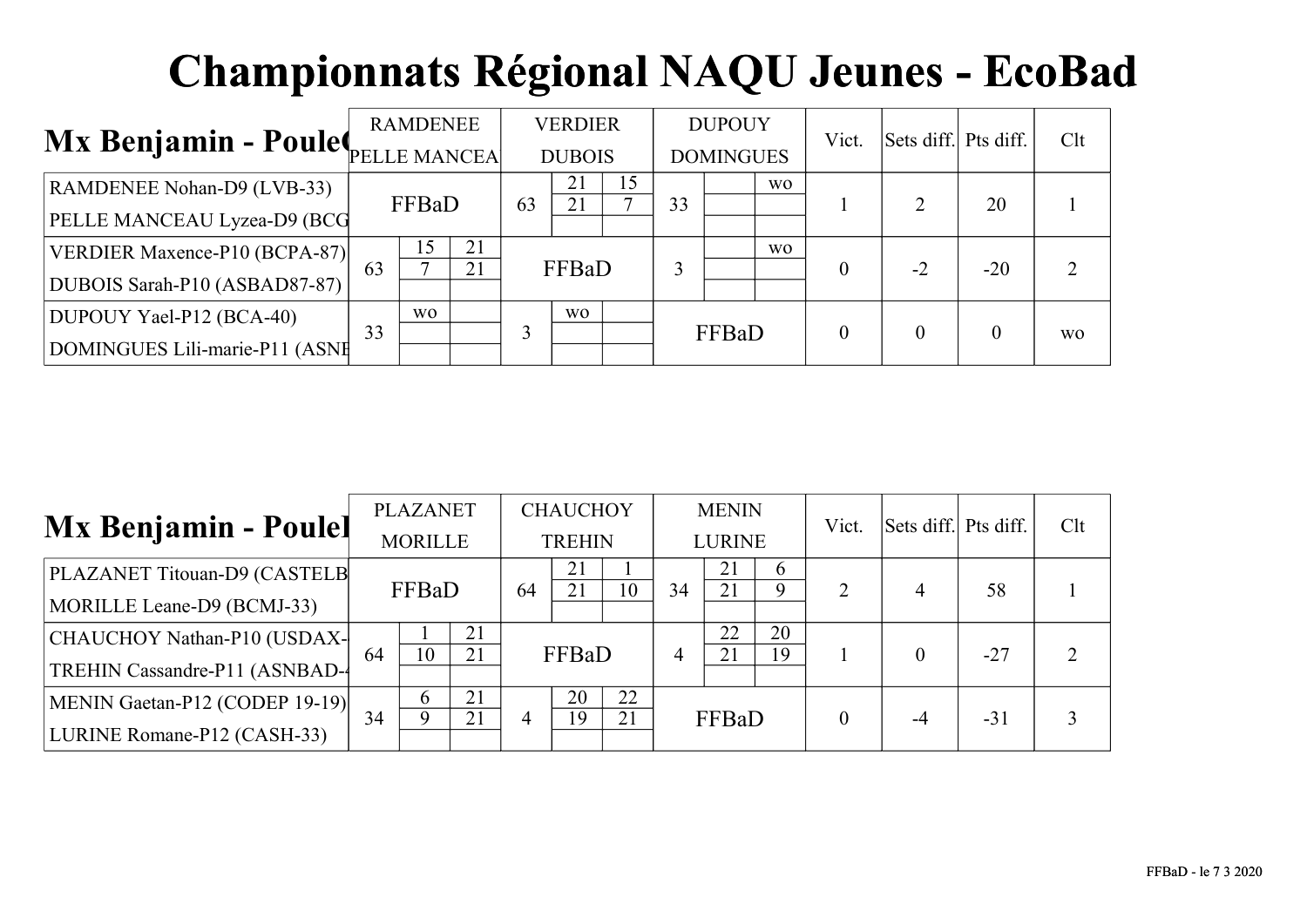# Championnats Régional NAQU Jeunes - EcoBad

## Mx Benjamin - Poule(

| | RAMDENEE PELLE MANCEA | | | VERDIER DUBOIS | | | DUPOUY DOMINGUES | | | Vict. | Sets diff. | Pts diff. | Clt |
|---|---|---|---|---|---|---|---|---|---|---|---|---|---|
| RAMDENEE Nohan-D9 (LVB-33) PELLE MANCEAU Lyzea-D9 (BCG | FFBaD | | | 63 | 21 / 21 | 15 / 7 | 33 | | wo | 1 | 2 | 20 | 1 |
| VERDIER Maxence-P10 (BCPA-87) DUBOIS Sarah-P10 (ASBAD87-87) | 63 | 15 / 7 | 21 / 21 | FFBaD | | | 3 | | wo | 0 | -2 | -20 | 2 |
| DUPOUY Yael-P12 (BCA-40) DOMINGUES Lili-marie-P11 (ASNE | 33 | wo | | 3 | wo | | FFBaD | | | 0 | 0 | 0 | wo |

## Mx Benjamin - Poulel

| | PLAZANET MORILLE | | | CHAUCHOY TREHIN | | | MENIN LURINE | | | Vict. | Sets diff. | Pts diff. | Clt |
|---|---|---|---|---|---|---|---|---|---|---|---|---|---|
| PLAZANET Titouan-D9 (CASTELB MORILLE Leane-D9 (BCMJ-33) | FFBaD | | | 64 | 21 / 21 | 1 / 10 | 34 | 21 / 21 | 6 / 9 | 2 | 4 | 58 | 1 |
| CHAUCHOY Nathan-P10 (USDAX- TREHIN Cassandre-P11 (ASNBAD-4 | 64 | 1 / 10 | 21 / 21 | FFBaD | | | 4 | 22 / 21 | 20 / 19 | 1 | 0 | -27 | 2 |
| MENIN Gaetan-P12 (CODEP 19-19) LURINE Romane-P12 (CASH-33) | 34 | 6 / 9 | 21 / 21 | 4 | 20 / 19 | 22 / 21 | FFBaD | | | 0 | -4 | -31 | 3 |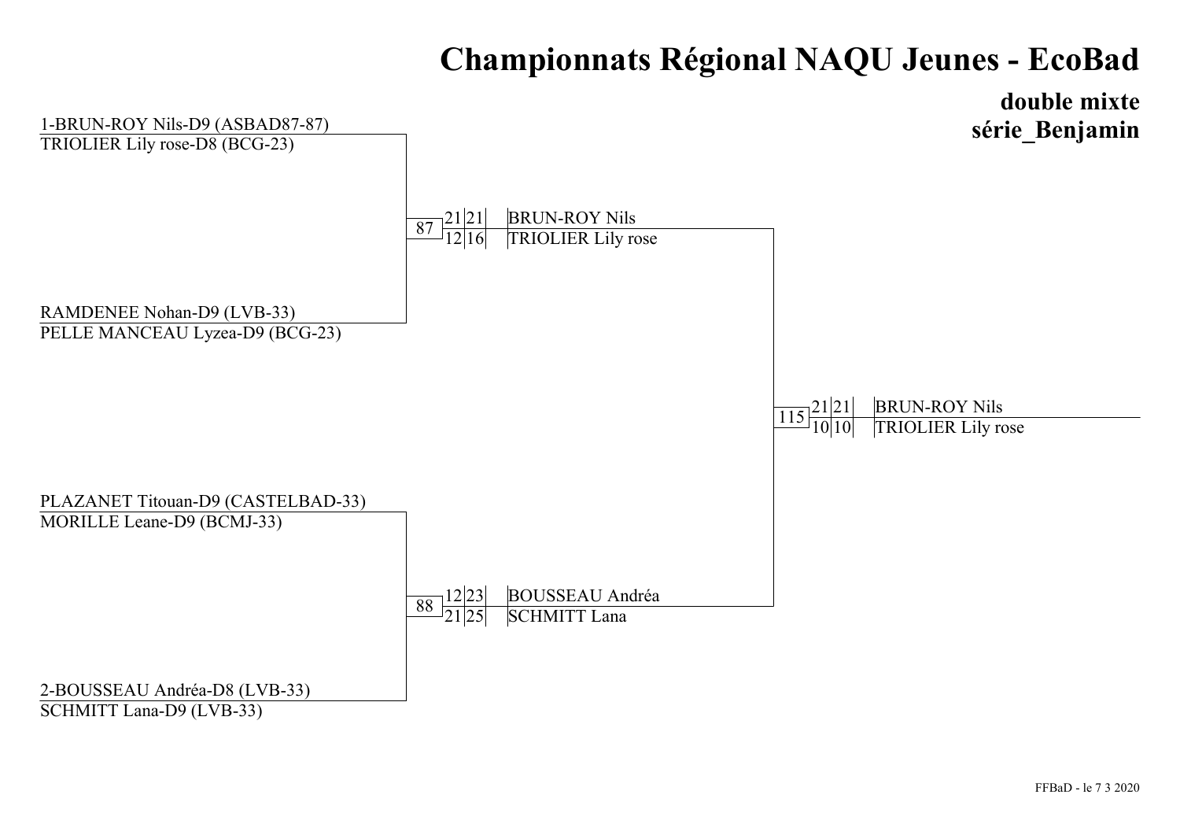# Championnats Régional NAQU Jeunes - EcoBad

## double mixte
## série_Benjamin

1-BRUN-ROY Nils-D9 (ASBAD87-87)
TRIOLIER Lily rose-D8 (BCG-23)

RAMDENEE Nohan-D9 (LVB-33)
PELLE MANCEAU Lyzea-D9 (BCG-23)

PLAZANET Titouan-D9 (CASTELBAD-33)
MORILLE Leane-D9 (BCMJ-33)

2-BOUSSEAU Andréa-D8 (LVB-33)
SCHMITT Lana-D9 (LVB-33)

| Match | Set 1 | Set 2 | Vainqueur |
| --- | --- | --- | --- |
| 87 | 21/12 | 21/16 | BRUN-ROY Nils / TRIOLIER Lily rose |
| 88 | 12/21 | 23/25 | BOUSSEAU Andréa / SCHMITT Lana |
| 115 | 21/10 | 21/10 | BRUN-ROY Nils / TRIOLIER Lily rose |

FFBaD - le 7 3 2020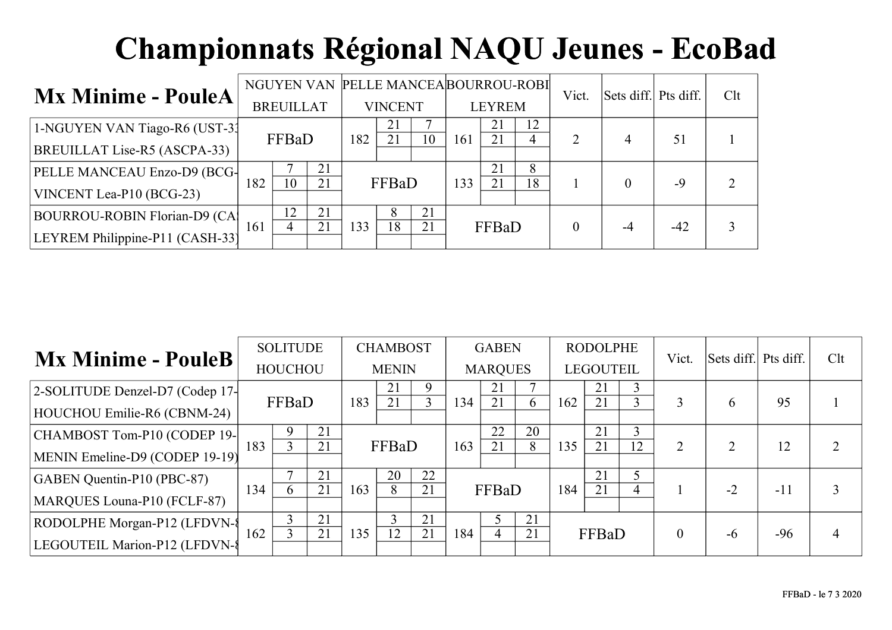# Championnats Régional NAQU Jeunes - EcoBad

## Mx Minime - PouleA

| Mx Minime - PouleA | NGUYEN VAN BREUILLAT | | | PELLE MANCEA VINCENT | | | BOURROU-ROBI LEYREM | | | Vict. | Sets diff. | Pts diff. | Clt |
|---|---|---|---|---|---|---|---|---|---|---|---|---|---|
| 1-NGUYEN VAN Tiago-R6 (UST-33 BREUILLAT Lise-R5 (ASCPA-33) | FFBaD | | | 182 | 21 / 21 | 7 / 10 | 161 | 21 / 21 | 12 / 4 | 2 | 4 | 51 | 1 |
| PELLE MANCEAU Enzo-D9 (BCG- VINCENT Lea-P10 (BCG-23) | 182 | 7 / 10 | 21 / 21 | FFBaD | | | 133 | 21 / 21 | 8 / 18 | 1 | 0 | -9 | 2 |
| BOURROU-ROBIN Florian-D9 (CA LEYREM Philippine-P11 (CASH-33) | 161 | 12 / 4 | 21 / 21 | 133 | 8 / 18 | 21 / 21 | FFBaD | | | 0 | -4 | -42 | 3 |

## Mx Minime - PouleB

| Mx Minime - PouleB | SOLITUDE HOUCHOU | | | CHAMBOST MENIN | | | GABEN MARQUES | | | RODOLPHE LEGOUTEIL | | | Vict. | Sets diff. | Pts diff. | Clt |
|---|---|---|---|---|---|---|---|---|---|---|---|---|---|---|---|---|
| 2-SOLITUDE Denzel-D7 (Codep 17- HOUCHOU Emilie-R6 (CBNM-24) | FFBaD | | | 183 | 21 / 21 | 9 / 3 | 134 | 21 / 21 | 7 / 6 | 162 | 21 / 21 | 3 / 3 | 3 | 6 | 95 | 1 |
| CHAMBOST Tom-P10 (CODEP 19- MENIN Emeline-D9 (CODEP 19-19) | 183 | 9 / 3 | 21 / 21 | FFBaD | | | 163 | 22 / 21 | 20 / 8 | 135 | 21 / 21 | 3 / 12 | 2 | 2 | 12 | 2 |
| GABEN Quentin-P10 (PBC-87) MARQUES Louna-P10 (FCLF-87) | 134 | 7 / 6 | 21 / 21 | 163 | 20 / 8 | 22 / 21 | FFBaD | | | 184 | 21 / 21 | 5 / 4 | 1 | -2 | -11 | 3 |
| RODOLPHE Morgan-P12 (LFDVN- LEGOUTEIL Marion-P12 (LFDVN- | 162 | 3 / 3 | 21 / 21 | 135 | 3 / 12 | 21 / 21 | 184 | 5 / 4 | 21 / 21 | FFBaD | | | 0 | -6 | -96 | 4 |

FFBaD - le 7 3 2020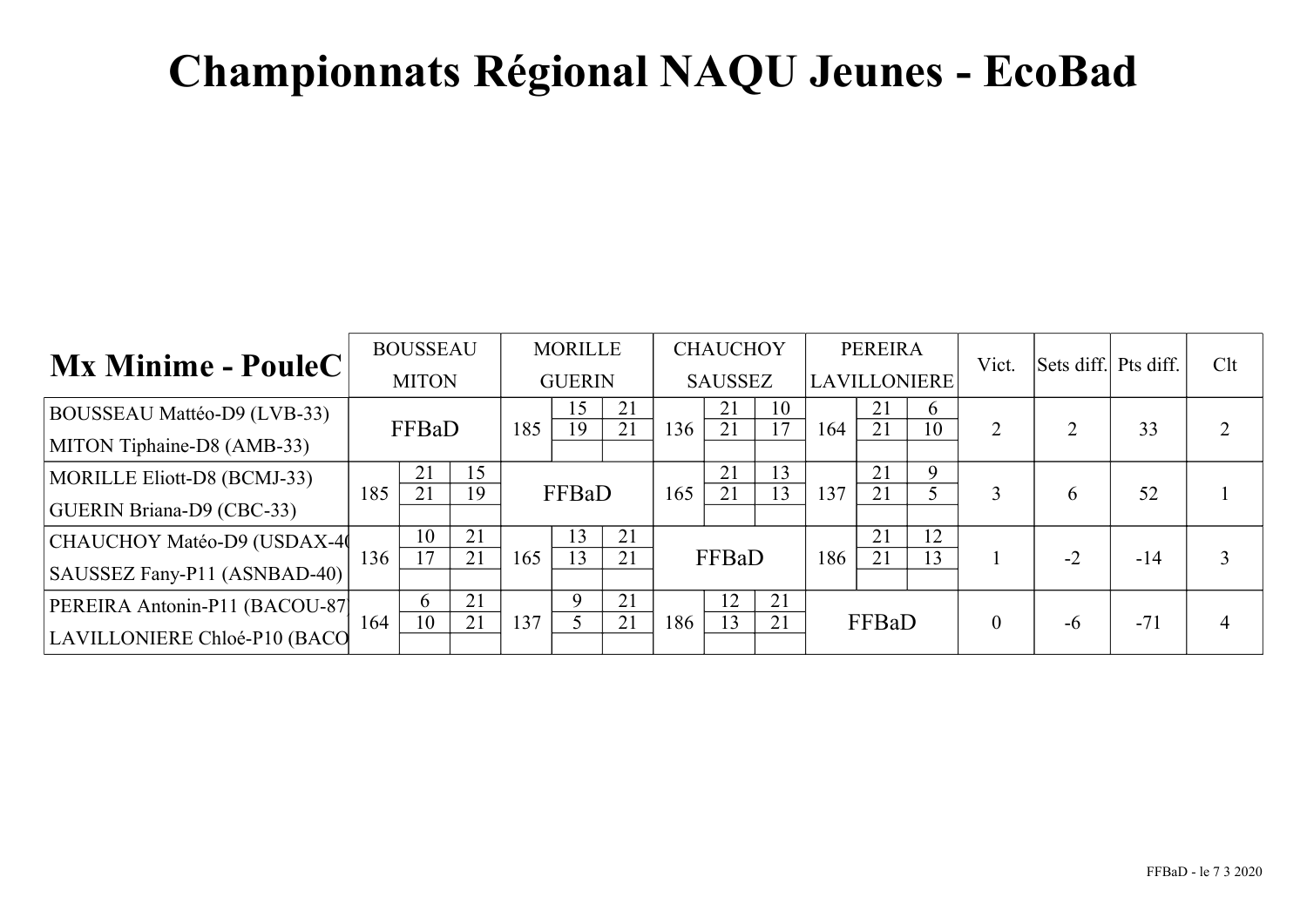# Championnats Régional NAQU Jeunes - EcoBad

| Mx Minime - PouleC | BOUSSEAU MITON | MORILLE GUERIN | CHAUCHOY SAUSSEZ | PEREIRA LAVILLONIERE | Vict. | Sets diff. | Pts diff. | Clt |
|---|---|---|---|---|---|---|---|---|
| BOUSSEAU Mattéo-D9 (LVB-33) MITON Tiphaine-D8 (AMB-33) | FFBaD | 185 15-21 19-21 | 136 21-10 21-17 | 164 21-6 21-10 | 2 | 2 | 33 | 2 |
| MORILLE Eliott-D8 (BCMJ-33) GUERIN Briana-D9 (CBC-33) | 185 21-15 21-19 | FFBaD | 165 21-13 21-13 | 137 21-9 21-5 | 3 | 6 | 52 | 1 |
| CHAUCHOY Matéo-D9 (USDAX-4( SAUSSEZ Fany-P11 (ASNBAD-40) | 136 10-21 17-21 | 165 13-21 13-21 | FFBaD | 186 21-12 21-13 | 1 | -2 | -14 | 3 |
| PEREIRA Antonin-P11 (BACOU-87) LAVILLONIERE Chloé-P10 (BACO | 164 6-21 10-21 | 137 9-21 5-21 | 186 12-21 13-21 | FFBaD | 0 | -6 | -71 | 4 |

FFBaD - le 7 3 2020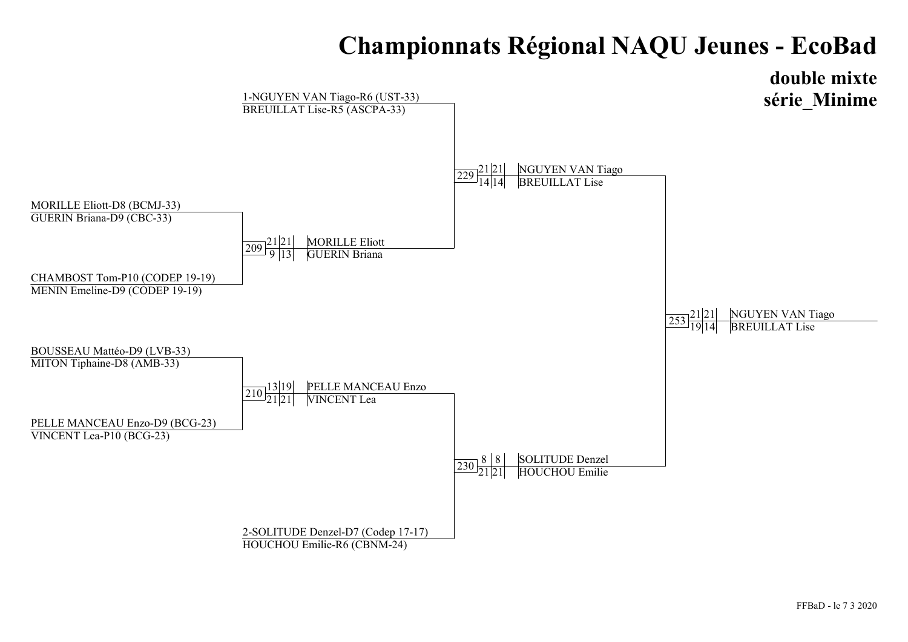# Championnats Régional NAQU Jeunes - EcoBad

## double mixte
## série_Minime

### Premier tour

- 1-NGUYEN VAN Tiago-R6 (UST-33) / BREUILLAT Lise-R5 (ASCPA-33)
- MORILLE Eliott-D8 (BCMJ-33) / GUERIN Briana-D9 (CBC-33)
- CHAMBOST Tom-P10 (CODEP 19-19) / MENIN Emeline-D9 (CODEP 19-19)
- BOUSSEAU Mattéo-D9 (LVB-33) / MITON Tiphaine-D8 (AMB-33)
- PELLE MANCEAU Enzo-D9 (BCG-23) / VINCENT Lea-P10 (BCG-23)
- 2-SOLITUDE Denzel-D7 (Codep 17-17) / HOUCHOU Emilie-R6 (CBNM-24)

### Matchs

| Match | Scores | Vainqueur |
|---|---|---|
| 209 | 21-9, 21-13 | MORILLE Eliott / GUERIN Briana |
| 210 | 13-21, 19-21 | PELLE MANCEAU Enzo / VINCENT Lea |
| 229 | 21-14, 21-14 | NGUYEN VAN Tiago / BREUILLAT Lise |
| 230 | 8-21, 8-21 | SOLITUDE Denzel / HOUCHOU Emilie |
| 253 | 21-19, 21-14 | NGUYEN VAN Tiago / BREUILLAT Lise |

FFBaD - le 7 3 2020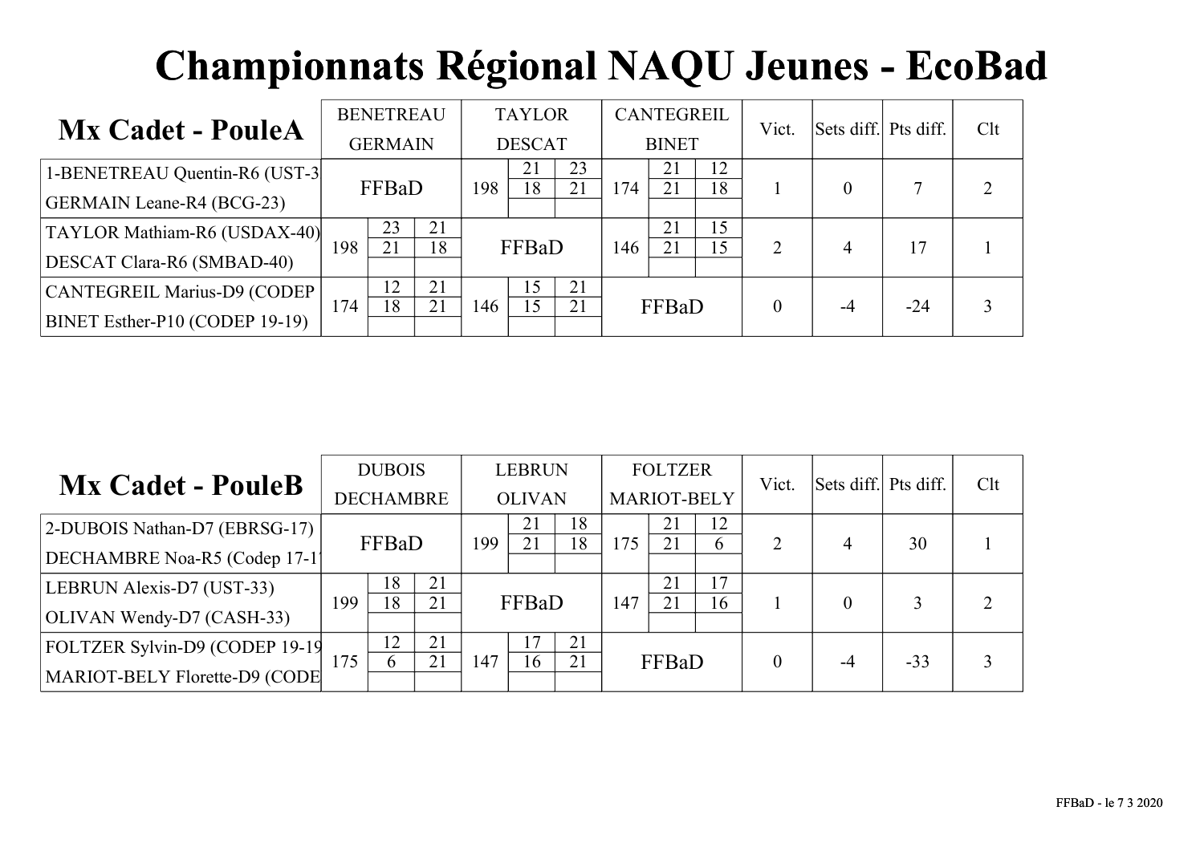# Championnats Régional NAQU Jeunes - EcoBad

## Mx Cadet - PouleA

| Mx Cadet - PouleA | BENETREAU GERMAIN | TAYLOR DESCAT | CANTEGREIL BINET | Vict. | Sets diff. | Pts diff. | Clt |
|---|---|---|---|---|---|---|---|
| 1-BENETREAU Quentin-R6 (UST-3 GERMAIN Leane-R4 (BCG-23) | FFBaD | 198 — 21-18, 23-21 | 174 — 21-21, 12-18 | 1 | 0 | 7 | 2 |
| TAYLOR Mathiam-R6 (USDAX-40) DESCAT Clara-R6 (SMBAD-40) | 198 — 23-21, 21-18 | FFBaD | 146 — 21-21, 15-15 | 2 | 4 | 17 | 1 |
| CANTEGREIL Marius-D9 (CODEP BINET Esther-P10 (CODEP 19-19) | 174 — 12-18, 21-21 | 146 — 15-15, 21-21 | FFBaD | 0 | -4 | -24 | 3 |

## Mx Cadet - PouleB

| Mx Cadet - PouleB | DUBOIS DECHAMBRE | LEBRUN OLIVAN | FOLTZER MARIOT-BELY | Vict. | Sets diff. | Pts diff. | Clt |
|---|---|---|---|---|---|---|---|
| 2-DUBOIS Nathan-D7 (EBRSG-17) DECHAMBRE Noa-R5 (Codep 17-1 | FFBaD | 199 — 21-21, 18-18 | 175 — 21-21, 12-6 | 2 | 4 | 30 | 1 |
| LEBRUN Alexis-D7 (UST-33) OLIVAN Wendy-D7 (CASH-33) | 199 — 18-18, 21-21 | FFBaD | 147 — 21-21, 17-16 | 1 | 0 | 3 | 2 |
| FOLTZER Sylvin-D9 (CODEP 19-19 MARIOT-BELY Florette-D9 (CODE | 175 — 12-6, 21-21 | 147 — 17-16, 21-21 | FFBaD | 0 | -4 | -33 | 3 |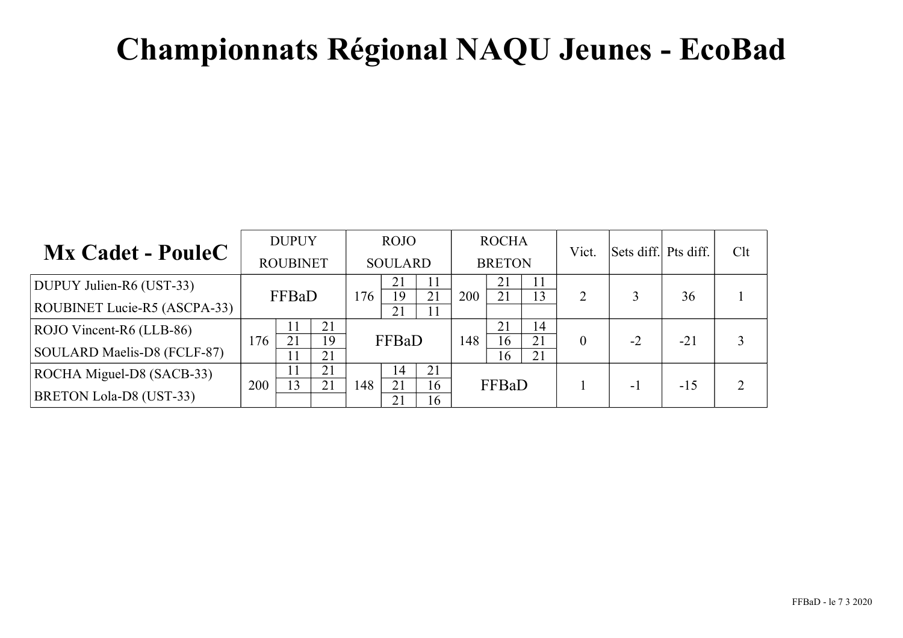# Championnats Régional NAQU Jeunes - EcoBad

| Mx Cadet - PouleC | DUPUY ROUBINET | ROJO SOULARD | ROCHA BRETON | Vict. | Sets diff. | Pts diff. | Clt |
|---|---|---|---|---|---|---|---|
| DUPUY Julien-R6 (UST-33) ROUBINET Lucie-R5 (ASCPA-33) | FFBaD | 176 — 21-11 / 19-21 / 21-11 | 200 — 21-11 / 21-13 | 2 | 3 | 36 | 1 |
| ROJO Vincent-R6 (LLB-86) SOULARD Maelis-D8 (FCLF-87) | 176 — 11-21 / 21-19 / 11-21 | FFBaD | 148 — 21-14 / 16-21 / 16-21 | 0 | -2 | -21 | 3 |
| ROCHA Miguel-D8 (SACB-33) BRETON Lola-D8 (UST-33) | 200 — 11-21 / 13-21 | 148 — 14-21 / 21-16 / 21-16 | FFBaD | 1 | -1 | -15 | 2 |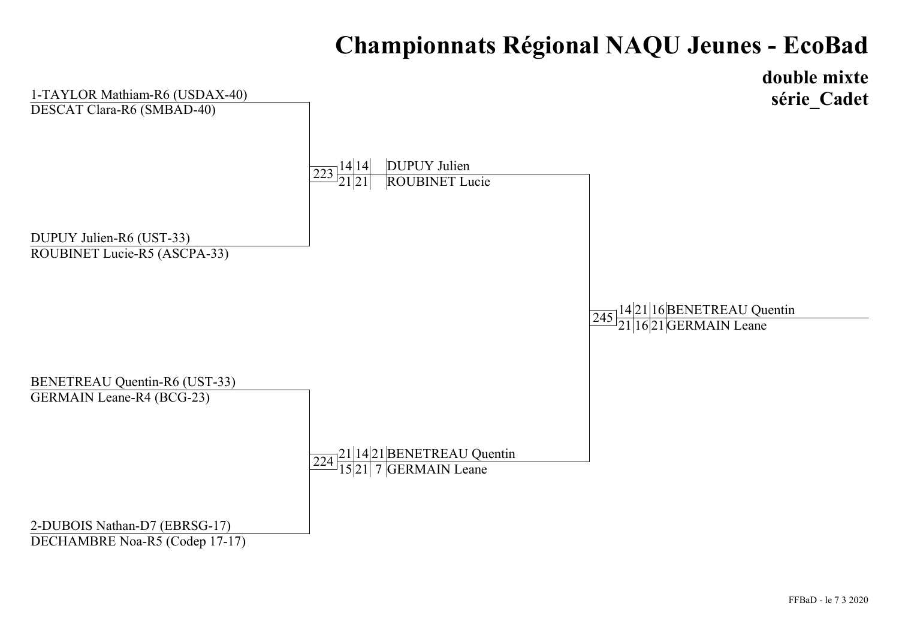# Championnats Régional NAQU Jeunes - EcoBad

## double mixte
## série_Cadet

**Premier tour**

1-TAYLOR Mathiam-R6 (USDAX-40)
DESCAT Clara-R6 (SMBAD-40)

DUPUY Julien-R6 (UST-33)
ROUBINET Lucie-R5 (ASCPA-33)

BENETREAU Quentin-R6 (UST-33)
GERMAIN Leane-R4 (BCG-23)

2-DUBOIS Nathan-D7 (EBRSG-17)
DECHAMBRE Noa-R5 (Codep 17-17)

**Demi-finales**

| Match | Set 1 | Set 2 | Set 3 | Vainqueur |
| --- | --- | --- | --- | --- |
| 223 | 14 / 21 | 14 / 21 | | DUPUY Julien / ROUBINET Lucie |
| 224 | 21 / 15 | 14 / 21 | 21 / 7 | BENETREAU Quentin / GERMAIN Leane |

**Finale**

| Match | Set 1 | Set 2 | Set 3 | Vainqueur |
| --- | --- | --- | --- | --- |
| 245 | 14 / 21 | 21 / 16 | 16 / 21 | BENETREAU Quentin / GERMAIN Leane |

FFBaD - le 7 3 2020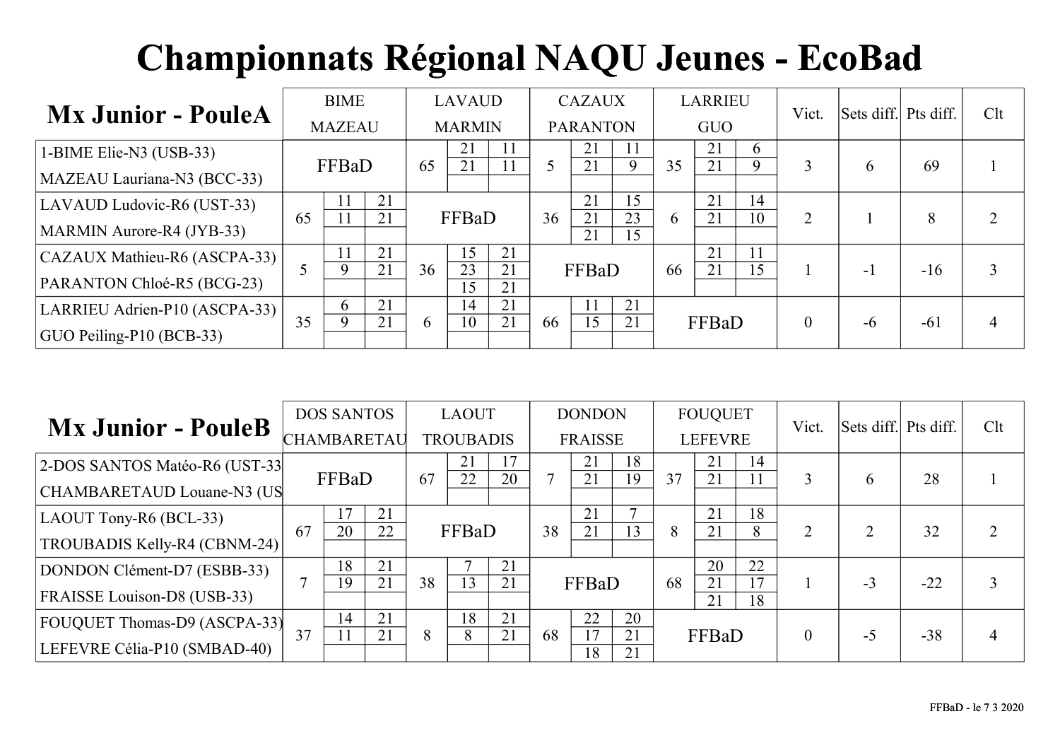# Championnats Régional NAQU Jeunes - EcoBad

| Mx Junior - PouleA | BIME MAZEAU | LAVAUD MARMIN | CAZAUX PARANTON | LARRIEU GUO | Vict. | Sets diff. | Pts diff. | Clt |
|---|---|---|---|---|---|---|---|---|
| 1-BIME Elie-N3 (USB-33) MAZEAU Lauriana-N3 (BCC-33) | FFBaD | 65: 21-11 / 21-11 | 5: 21-11 / 21-9 | 35: 21-6 / 21-9 | 3 | 6 | 69 | 1 |
| LAVAUD Ludovic-R6 (UST-33) MARMIN Aurore-R4 (JYB-33) | 65: 11-21 / 11-21 | FFBaD | 36: 21-15 / 21-23 / 21-15 | 6: 21-14 / 21-10 | 2 | 1 | 8 | 2 |
| CAZAUX Mathieu-R6 (ASCPA-33) PARANTON Chloé-R5 (BCG-23) | 5: 11-21 / 9-21 | 36: 15-21 / 23-21 / 15-21 | FFBaD | 66: 21-11 / 21-15 | 1 | -1 | -16 | 3 |
| LARRIEU Adrien-P10 (ASCPA-33) GUO Peiling-P10 (BCB-33) | 35: 6-21 / 9-21 | 6: 14-21 / 10-21 | 66: 11-21 / 15-21 | FFBaD | 0 | -6 | -61 | 4 |

| Mx Junior - PouleB | DOS SANTOS CHAMBARETAU | LAOUT TROUBADIS | DONDON FRAISSE | FOUQUET LEFEVRE | Vict. | Sets diff. | Pts diff. | Clt |
|---|---|---|---|---|---|---|---|---|
| 2-DOS SANTOS Matéo-R6 (UST-33 CHAMBARETAUD Louane-N3 (US | FFBaD | 67: 21-17 / 22-20 | 7: 21-18 / 21-19 | 37: 21-14 / 21-11 | 3 | 6 | 28 | 1 |
| LAOUT Tony-R6 (BCL-33) TROUBADIS Kelly-R4 (CBNM-24) | 67: 17-21 / 20-22 | FFBaD | 38: 21-7 / 21-13 | 8: 21-18 / 21-8 | 2 | 2 | 32 | 2 |
| DONDON Clément-D7 (ESBB-33) FRAISSE Louison-D8 (USB-33) | 7: 18-21 / 19-21 | 38: 7-21 / 13-21 | FFBaD | 68: 20-22 / 21-17 / 21-18 | 1 | -3 | -22 | 3 |
| FOUQUET Thomas-D9 (ASCPA-33) LEFEVRE Célia-P10 (SMBAD-40) | 37: 14-21 / 11-21 | 8: 18-21 / 8-21 | 68: 22-20 / 17-21 / 18-21 | FFBaD | 0 | -5 | -38 | 4 |

FFBaD - le 7 3 2020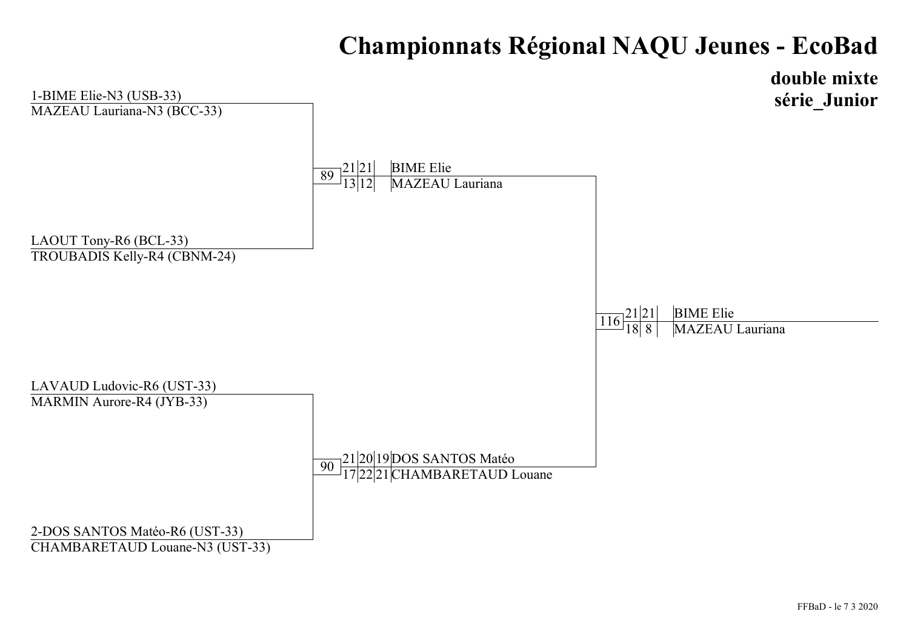# Championnats Régional NAQU Jeunes - EcoBad

## double mixte
## série_Junior

1-BIME Elie-N3 (USB-33)
MAZEAU Lauriana-N3 (BCC-33)

89 — 21|21 / 13|12 — BIME Elie / MAZEAU Lauriana

LAOUT Tony-R6 (BCL-33)
TROUBADIS Kelly-R4 (CBNM-24)

116 — 21|21 / 18|8 — BIME Elie / MAZEAU Lauriana

LAVAUD Ludovic-R6 (UST-33)
MARMIN Aurore-R4 (JYB-33)

90 — 21|20|19 / 17|22|21 — DOS SANTOS Matéo / CHAMBARETAUD Louane

2-DOS SANTOS Matéo-R6 (UST-33)
CHAMBARETAUD Louane-N3 (UST-33)

FFBaD - le 7 3 2020